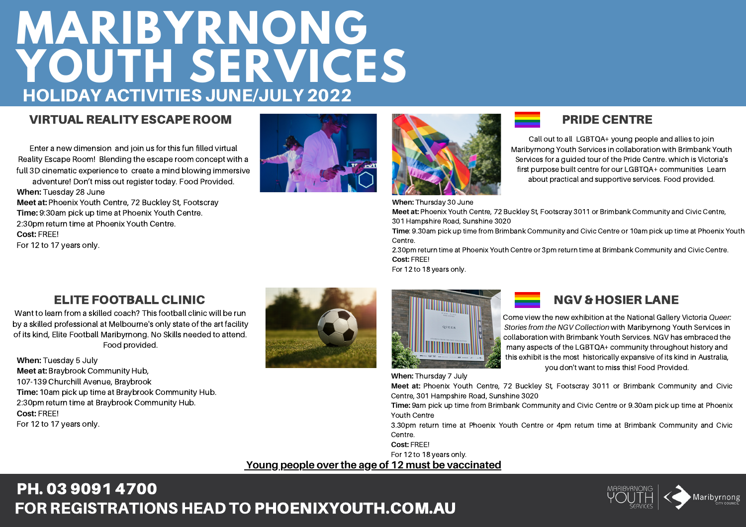# MARIBYRNONG YOUTH SERVICES

## HOLIDAY ACTIVITIES JUNE/JULY 2022

### VIRTUAL REALITY ESCAPE ROOM

Enter a new dimension and join us for this fun filled virtual Reality Escape Room! Blending the escape room concept with a full 3D cinematic experience to create a mind blowing immersive adventure! Don't miss out register today. Food Provided.

**When:** Tuesday 28 June
**Meet at:** Phoenix Youth Centre, 72 Buckley St, Footscray
**Time:** 9:30am pick up time at Phoenix Youth Centre.
2:30pm return time at Phoenix Youth Centre.
**Cost:** FREE!
For 12 to 17 years only.

### PRIDE CENTRE

Call out to all LGBTQA+ young people and allies to join Maribyrnong Youth Services in collaboration with Brimbank Youth Services for a guided tour of the Pride Centre. which is Victoria's first purpose built centre for our LGBTQA+ communities Learn about practical and supportive services. Food provided.

**When:** Thursday 30 June
**Meet at:** Phoenix Youth Centre, 72 Buckley St, Footscray 3011 or Brimbank Community and Civic Centre, 301 Hampshire Road, Sunshine 3020
**Time**: 9.30am pick up time from Brimbank Community and Civic Centre or 10am pick up time at Phoenix Youth Centre.
2.30pm return time at Phoenix Youth Centre or 3pm return time at Brimbank Community and Civic Centre.
**Cost:** FREE!
For 12 to 18 years only.

### ELITE FOOTBALL CLINIC

Want to learn from a skilled coach? This football clinic will be run by a skilled professional at Melbourne's only state of the art facility of its kind, Elite Football Maribyrnong. No Skills needed to attend. Food provided.

**When:** Tuesday 5 July
**Meet at:** Braybrook Community Hub, 107-139 Churchill Avenue, Braybrook
**Time:** 10am pick up time at Braybrook Community Hub.
2:30pm return time at Braybrook Community Hub.
**Cost:** FREE!
For 12 to 17 years only.

### NGV & HOSIER LANE

Come view the new exhibition at the National Gallery Victoria *Queer: Stories from the NGV Collection* with Maribyrnong Youth Services in collaboration with Brimbank Youth Services. NGV has embraced the many aspects of the LGBTQA+ community throughout history and this exhibit is the most historically expansive of its kind in Australia, you don't want to miss this! Food Provided.

**When:** Thursday 7 July
**Meet at:** Phoenix Youth Centre, 72 Buckley St, Footscray 3011 or Brimbank Community and Civic Centre, 301 Hampshire Road, Sunshine 3020
**Time:** 9am pick up time from Brimbank Community and Civic Centre or 9.30am pick up time at Phoenix Youth Centre
3.30pm return time at Phoenix Youth Centre or 4pm return time at Brimbank Community and Civic Centre.
**Cost:** FREE!
For 12 to 18 years only.

**Young people over the age of 12 must be vaccinated**

**PH. 03 9091 4700**
**FOR REGISTRATIONS HEAD TO PHOENIXYOUTH.COM.AU**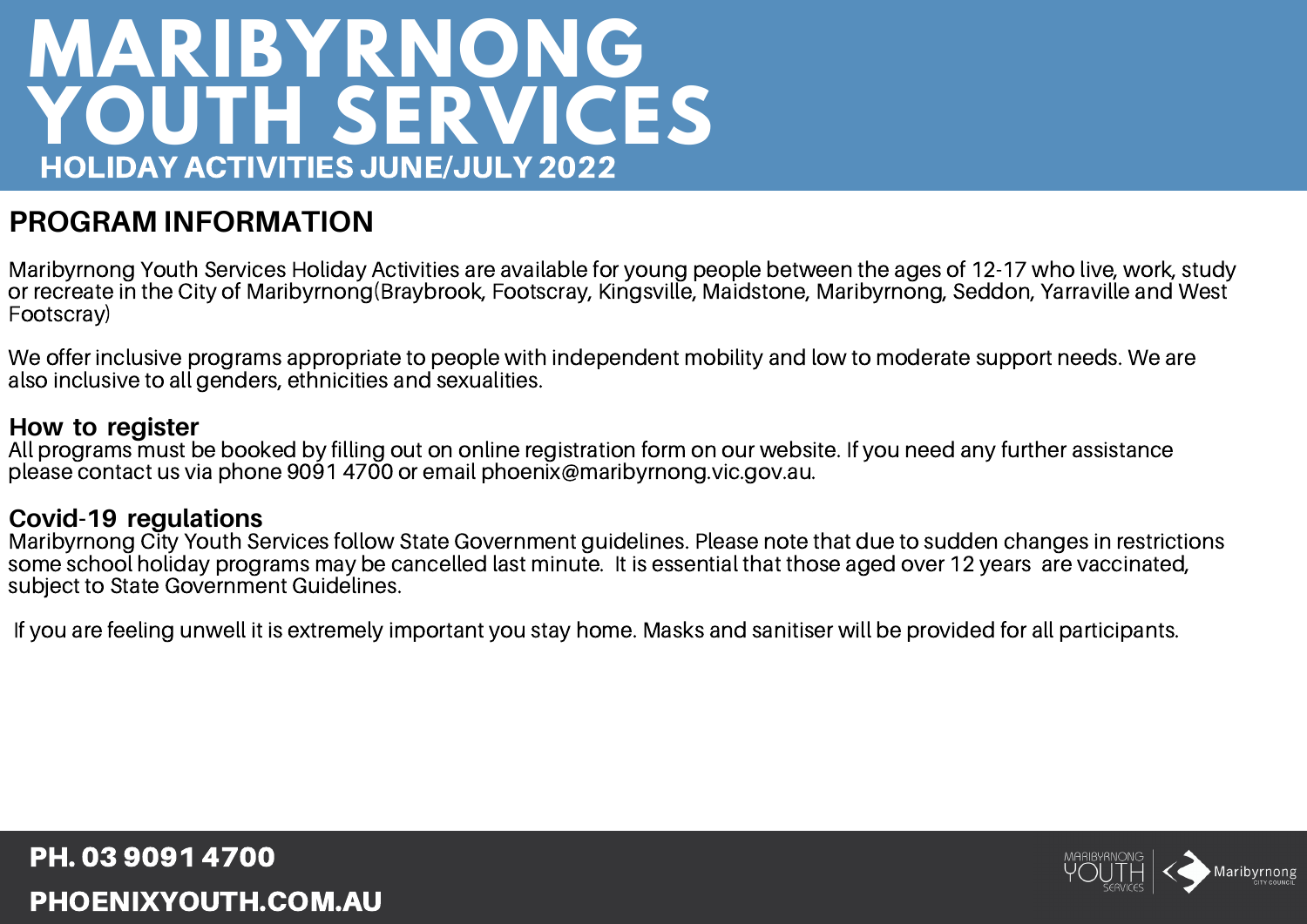# MARIBYRNONG YOUTH SERVICES

HOLIDAY ACTIVITIES JUNE/JULY 2022

## PROGRAM INFORMATION

Maribyrnong Youth Services Holiday Activities are available for young people between the ages of 12-17 who live, work, study or recreate in the City of Maribyrnong(Braybrook, Footscray, Kingsville, Maidstone, Maribyrnong, Seddon, Yarraville and West Footscray)

We offer inclusive programs appropriate to people with independent mobility and low to moderate support needs. We are also inclusive to all genders, ethnicities and sexualities.

### How to register

All programs must be booked by filling out on online registration form on our website. If you need any further assistance please contact us via phone 9091 4700 or email phoenix@maribyrnong.vic.gov.au.

### Covid-19 regulations

Maribyrnong City Youth Services follow State Government guidelines. Please note that due to sudden changes in restrictions some school holiday programs may be cancelled last minute. It is essential that those aged over 12 years are vaccinated, subject to State Government Guidelines.

If you are feeling unwell it is extremely important you stay home. Masks and sanitiser will be provided for all participants.

**PH. 03 9091 4700**

**PHOENIXYOUTH.COM.AU**

MARIBYRNONG YOUTH SERVICES | Maribyrnong CITY COUNCIL